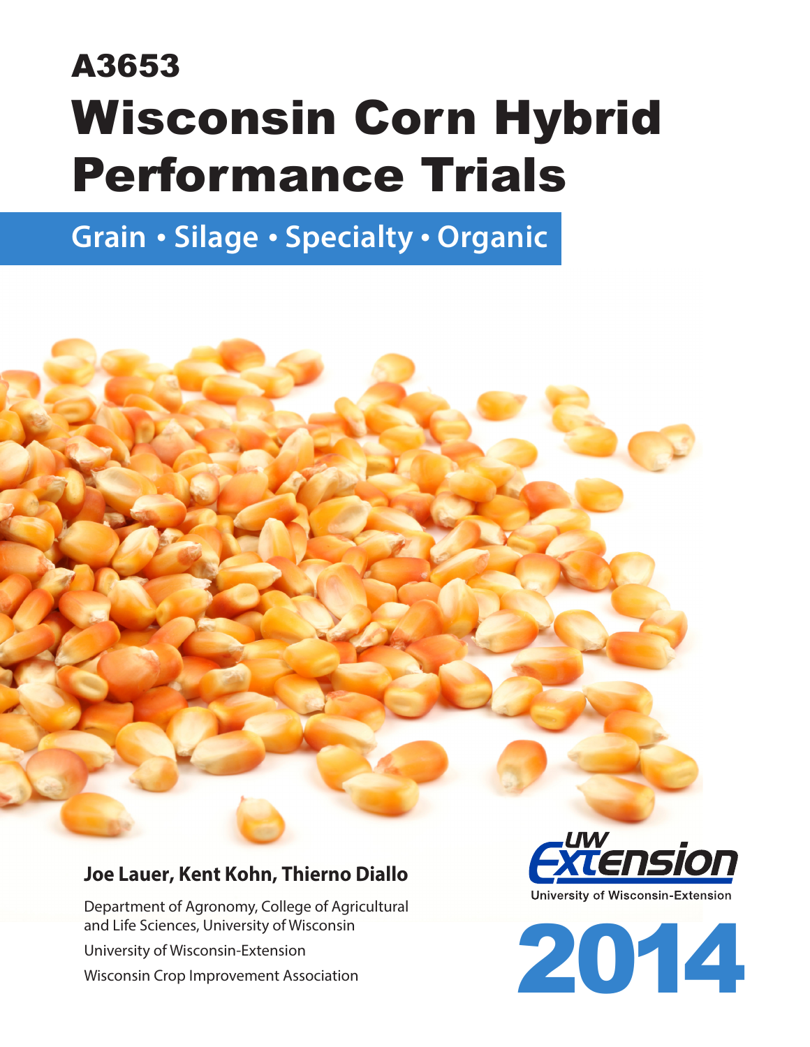# A3653

# Wisconsin Corn Hybrid Performance Trials

## Grain • Silage • Specialty • Organic

**Joe Lauer, Kent Kohn, Thierno Diallo**

Department of Agronomy, College of Agricultural and Life Sciences, University of Wisconsin

University of Wisconsin-Extension

Wisconsin Crop Improvement Association

UW Extension

University of Wisconsin-Extension

2014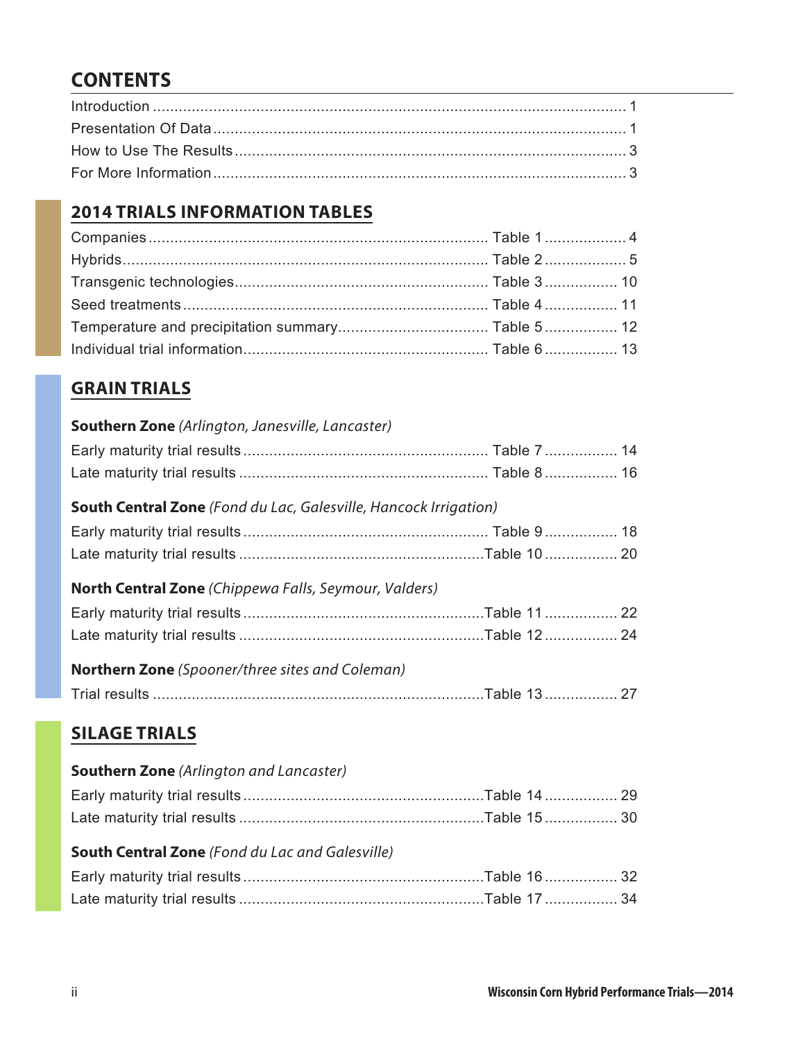# CONTENTS

| | |
|---|---|
| Introduction | 1 |
| Presentation Of Data | 1 |
| How to Use The Results | 3 |
| For More Information | 3 |

## 2014 TRIALS INFORMATION TABLES

| | | |
|---|---|---|
| Companies | Table 1 | 4 |
| Hybrids | Table 2 | 5 |
| Transgenic technologies | Table 3 | 10 |
| Seed treatments | Table 4 | 11 |
| Temperature and precipitation summary | Table 5 | 12 |
| Individual trial information | Table 6 | 13 |

## GRAIN TRIALS

**Southern Zone** *(Arlington, Janesville, Lancaster)*

| | | |
|---|---|---|
| Early maturity trial results | Table 7 | 14 |
| Late maturity trial results | Table 8 | 16 |

**South Central Zone** *(Fond du Lac, Galesville, Hancock Irrigation)*

| | | |
|---|---|---|
| Early maturity trial results | Table 9 | 18 |
| Late maturity trial results | Table 10 | 20 |

**North Central Zone** *(Chippewa Falls, Seymour, Valders)*

| | | |
|---|---|---|
| Early maturity trial results | Table 11 | 22 |
| Late maturity trial results | Table 12 | 24 |

**Northern Zone** *(Spooner/three sites and Coleman)*

| | | |
|---|---|---|
| Trial results | Table 13 | 27 |

## SILAGE TRIALS

**Southern Zone** *(Arlington and Lancaster)*

| | | |
|---|---|---|
| Early maturity trial results | Table 14 | 29 |
| Late maturity trial results | Table 15 | 30 |

**South Central Zone** *(Fond du Lac and Galesville)*

| | | |
|---|---|---|
| Early maturity trial results | Table 16 | 32 |
| Late maturity trial results | Table 17 | 34 |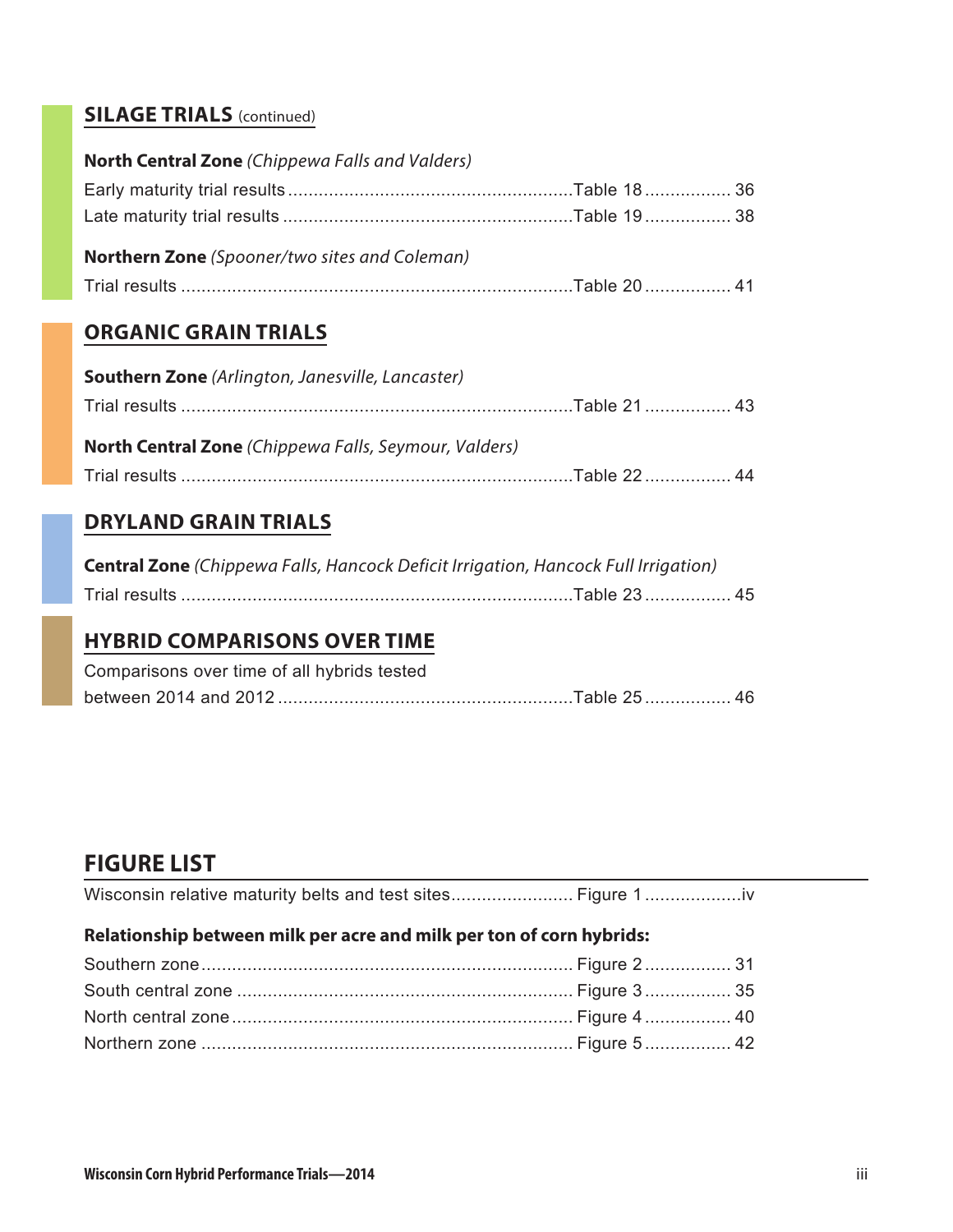## SILAGE TRIALS (continued)

**North Central Zone** *(Chippewa Falls and Valders)*

Early maturity trial results .......................................................Table 18 ................. 36

Late maturity trial results ........................................................Table 19 ................. 38

**Northern Zone** *(Spooner/two sites and Coleman)*

Trial results ..........................................................................Table 20 ................. 41

## ORGANIC GRAIN TRIALS

**Southern Zone** *(Arlington, Janesville, Lancaster)*

Trial results ..........................................................................Table 21 ................. 43

**North Central Zone** *(Chippewa Falls, Seymour, Valders)*

Trial results ..........................................................................Table 22 ................. 44

## DRYLAND GRAIN TRIALS

**Central Zone** *(Chippewa Falls, Hancock Deficit Irrigation, Hancock Full Irrigation)*

Trial results ..........................................................................Table 23 ................. 45

## HYBRID COMPARISONS OVER TIME

Comparisons over time of all hybrids tested between 2014 and 2012 .........................................................Table 25 ................. 46

## FIGURE LIST

Wisconsin relative maturity belts and test sites........................ Figure 1 ...................iv

**Relationship between milk per acre and milk per ton of corn hybrids:**

Southern zone....................................................................... Figure 2 ................. 31

South central zone ................................................................. Figure 3 ................. 35

North central zone.................................................................. Figure 4 ................. 40

Northern zone ........................................................................ Figure 5 ................. 42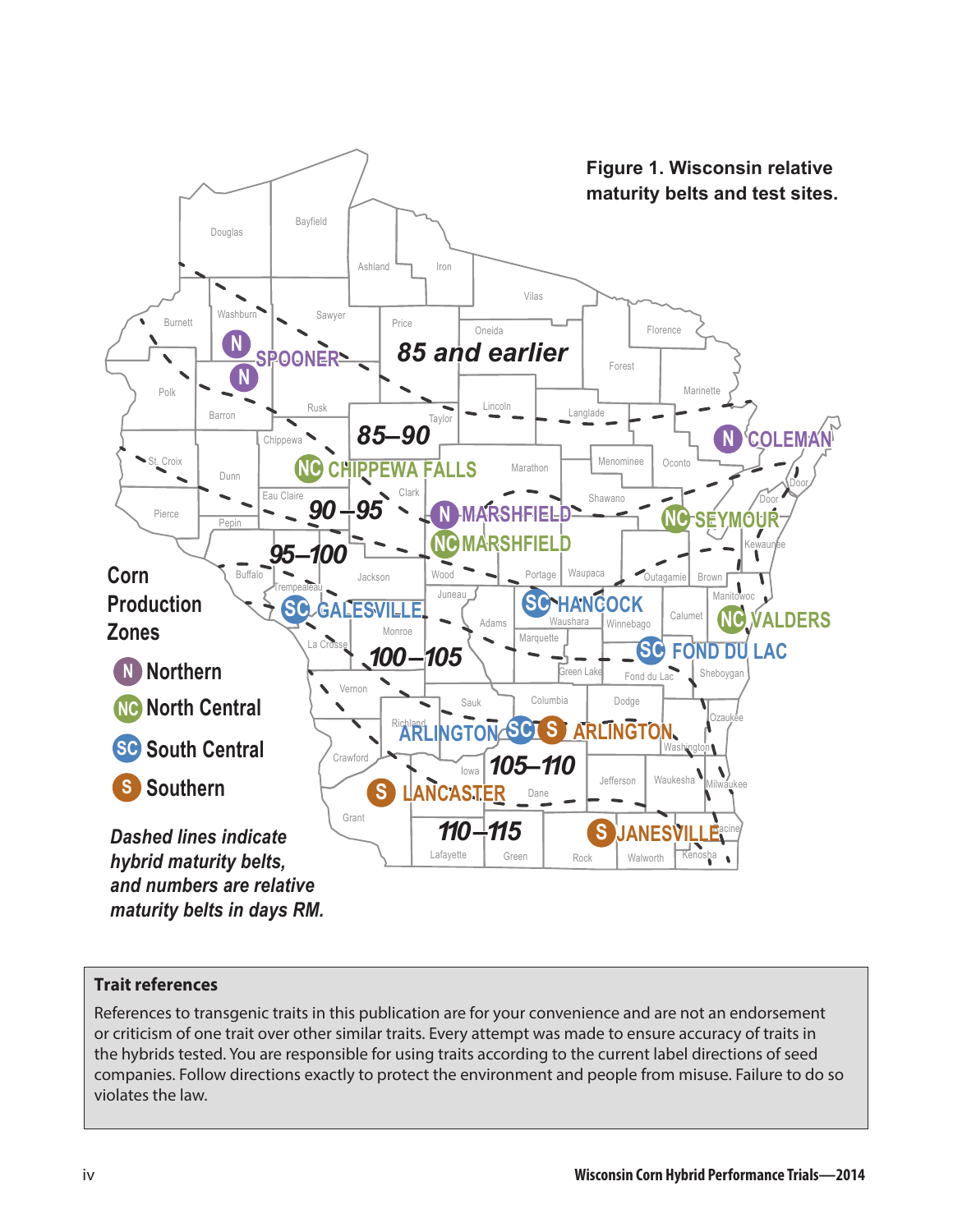**Figure 1. Wisconsin relative maturity belts and test sites.**

**Corn Production Zones**

- N Northern
- NC North Central
- SC South Central
- S Southern

*Dashed lines indicate hybrid maturity belts, and numbers are relative maturity belts in days RM.*

85 and earlier

85–90

90–95

95–100

100–105

105–110

110–115

N SPOONER
N COLEMAN
N MARSHFIELD
NC CHIPPEWA FALLS
NC MARSHFIELD
NC SEYMOUR
NC VALDERS
SC GALESVILLE
SC HANCOCK
SC FOND DU LAC
SC ARLINGTON
S ARLINGTON
S LANCASTER
S JANESVILLE

## Trait references

References to transgenic traits in this publication are for your convenience and are not an endorsement or criticism of one trait over other similar traits. Every attempt was made to ensure accuracy of traits in the hybrids tested. You are responsible for using traits according to the current label directions of seed companies. Follow directions exactly to protect the environment and people from misuse. Failure to do so violates the law.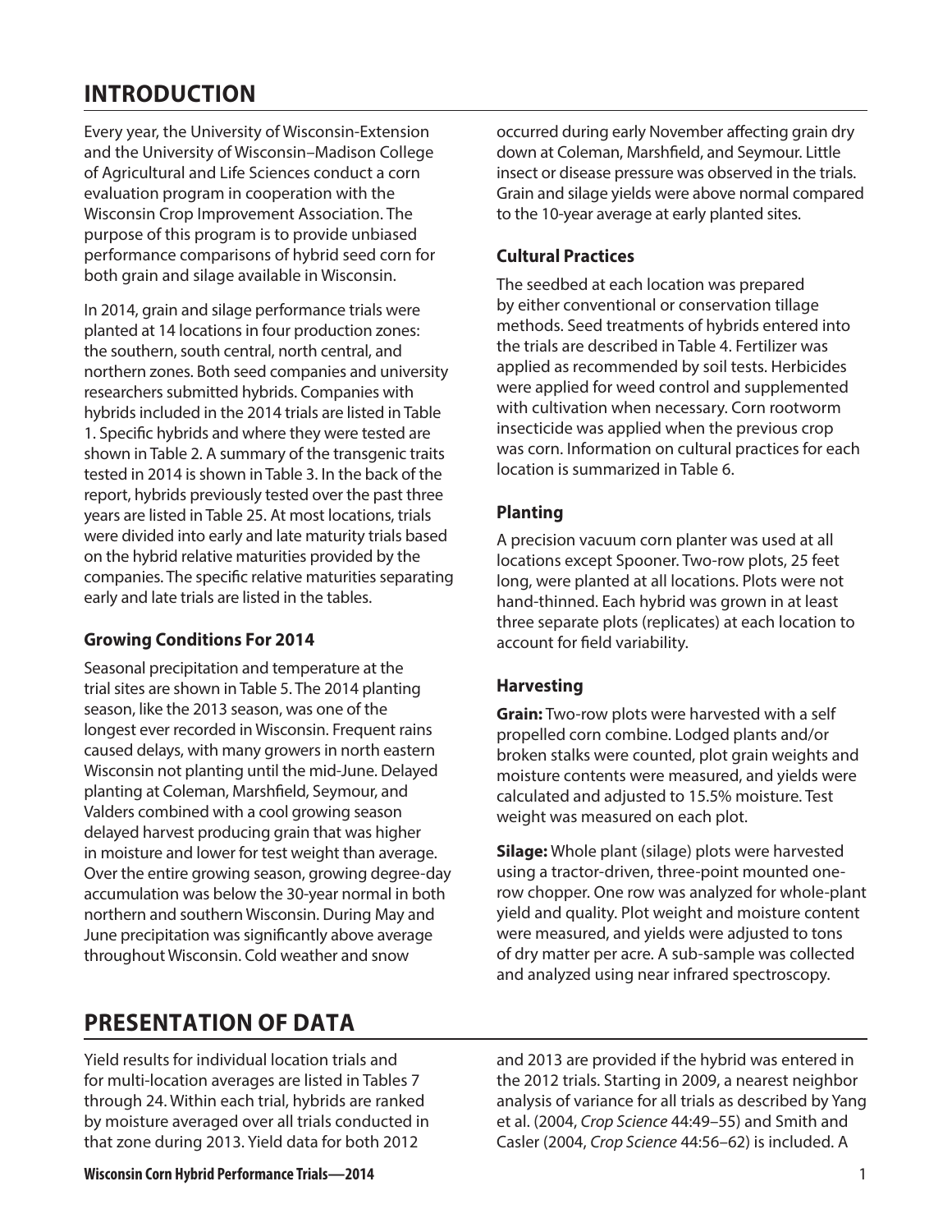# INTRODUCTION

Every year, the University of Wisconsin-Extension and the University of Wisconsin–Madison College of Agricultural and Life Sciences conduct a corn evaluation program in cooperation with the Wisconsin Crop Improvement Association. The purpose of this program is to provide unbiased performance comparisons of hybrid seed corn for both grain and silage available in Wisconsin.

In 2014, grain and silage performance trials were planted at 14 locations in four production zones: the southern, south central, north central, and northern zones. Both seed companies and university researchers submitted hybrids. Companies with hybrids included in the 2014 trials are listed in Table 1. Specific hybrids and where they were tested are shown in Table 2. A summary of the transgenic traits tested in 2014 is shown in Table 3. In the back of the report, hybrids previously tested over the past three years are listed in Table 25. At most locations, trials were divided into early and late maturity trials based on the hybrid relative maturities provided by the companies. The specific relative maturities separating early and late trials are listed in the tables.

### Growing Conditions For 2014

Seasonal precipitation and temperature at the trial sites are shown in Table 5. The 2014 planting season, like the 2013 season, was one of the longest ever recorded in Wisconsin. Frequent rains caused delays, with many growers in north eastern Wisconsin not planting until the mid-June. Delayed planting at Coleman, Marshfield, Seymour, and Valders combined with a cool growing season delayed harvest producing grain that was higher in moisture and lower for test weight than average. Over the entire growing season, growing degree-day accumulation was below the 30-year normal in both northern and southern Wisconsin. During May and June precipitation was significantly above average throughout Wisconsin. Cold weather and snow occurred during early November affecting grain dry down at Coleman, Marshfield, and Seymour. Little insect or disease pressure was observed in the trials. Grain and silage yields were above normal compared to the 10-year average at early planted sites.

### Cultural Practices

The seedbed at each location was prepared by either conventional or conservation tillage methods. Seed treatments of hybrids entered into the trials are described in Table 4. Fertilizer was applied as recommended by soil tests. Herbicides were applied for weed control and supplemented with cultivation when necessary. Corn rootworm insecticide was applied when the previous crop was corn. Information on cultural practices for each location is summarized in Table 6.

### Planting

A precision vacuum corn planter was used at all locations except Spooner. Two-row plots, 25 feet long, were planted at all locations. Plots were not hand-thinned. Each hybrid was grown in at least three separate plots (replicates) at each location to account for field variability.

### Harvesting

**Grain:** Two-row plots were harvested with a self propelled corn combine. Lodged plants and/or broken stalks were counted, plot grain weights and moisture contents were measured, and yields were calculated and adjusted to 15.5% moisture. Test weight was measured on each plot.

**Silage:** Whole plant (silage) plots were harvested using a tractor-driven, three-point mounted one-row chopper. One row was analyzed for whole-plant yield and quality. Plot weight and moisture content were measured, and yields were adjusted to tons of dry matter per acre. A sub-sample was collected and analyzed using near infrared spectroscopy.

# PRESENTATION OF DATA

Yield results for individual location trials and for multi-location averages are listed in Tables 7 through 24. Within each trial, hybrids are ranked by moisture averaged over all trials conducted in that zone during 2013. Yield data for both 2012 and 2013 are provided if the hybrid was entered in the 2012 trials. Starting in 2009, a nearest neighbor analysis of variance for all trials as described by Yang et al. (2004, *Crop Science* 44:49–55) and Smith and Casler (2004, *Crop Science* 44:56–62) is included. A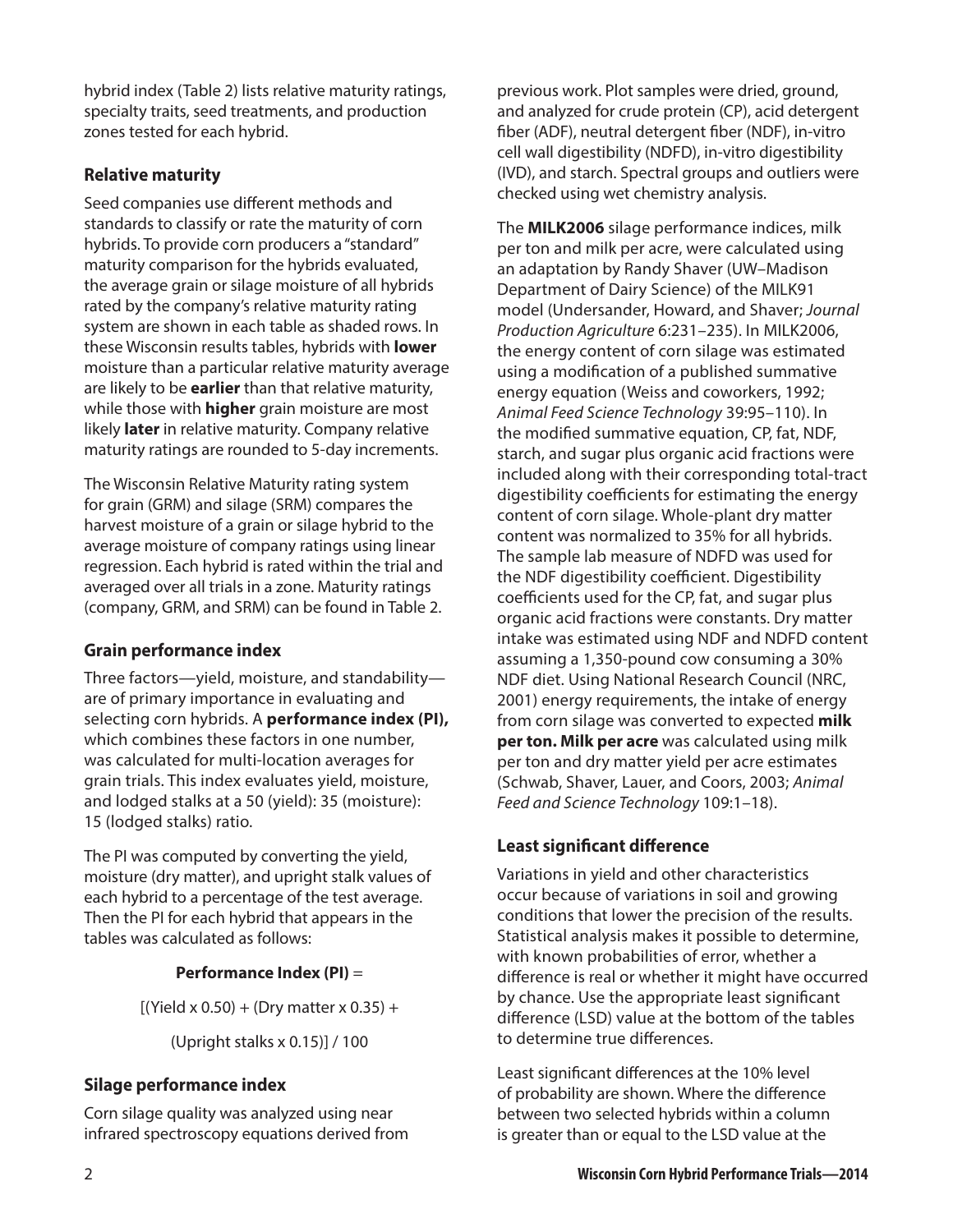hybrid index (Table 2) lists relative maturity ratings, specialty traits, seed treatments, and production zones tested for each hybrid.

### Relative maturity

Seed companies use different methods and standards to classify or rate the maturity of corn hybrids. To provide corn producers a "standard" maturity comparison for the hybrids evaluated, the average grain or silage moisture of all hybrids rated by the company's relative maturity rating system are shown in each table as shaded rows. In these Wisconsin results tables, hybrids with **lower** moisture than a particular relative maturity average are likely to be **earlier** than that relative maturity, while those with **higher** grain moisture are most likely **later** in relative maturity. Company relative maturity ratings are rounded to 5-day increments.

The Wisconsin Relative Maturity rating system for grain (GRM) and silage (SRM) compares the harvest moisture of a grain or silage hybrid to the average moisture of company ratings using linear regression. Each hybrid is rated within the trial and averaged over all trials in a zone. Maturity ratings (company, GRM, and SRM) can be found in Table 2.

### Grain performance index

Three factors—yield, moisture, and standability—are of primary importance in evaluating and selecting corn hybrids. A **performance index (PI),** which combines these factors in one number, was calculated for multi-location averages for grain trials. This index evaluates yield, moisture, and lodged stalks at a 50 (yield): 35 (moisture): 15 (lodged stalks) ratio.

The PI was computed by converting the yield, moisture (dry matter), and upright stalk values of each hybrid to a percentage of the test average. Then the PI for each hybrid that appears in the tables was calculated as follows:

**Performance Index (PI)** =

$$[(\text{Yield} \times 0.50) + (\text{Dry matter} \times 0.35) + (\text{Upright stalks} \times 0.15)] / 100$$

### Silage performance index

Corn silage quality was analyzed using near infrared spectroscopy equations derived from previous work. Plot samples were dried, ground, and analyzed for crude protein (CP), acid detergent fiber (ADF), neutral detergent fiber (NDF), in-vitro cell wall digestibility (NDFD), in-vitro digestibility (IVD), and starch. Spectral groups and outliers were checked using wet chemistry analysis.

The **MILK2006** silage performance indices, milk per ton and milk per acre, were calculated using an adaptation by Randy Shaver (UW–Madison Department of Dairy Science) of the MILK91 model (Undersander, Howard, and Shaver; *Journal Production Agriculture* 6:231–235). In MILK2006, the energy content of corn silage was estimated using a modification of a published summative energy equation (Weiss and coworkers, 1992; *Animal Feed Science Technology* 39:95–110). In the modified summative equation, CP, fat, NDF, starch, and sugar plus organic acid fractions were included along with their corresponding total-tract digestibility coefficients for estimating the energy content of corn silage. Whole-plant dry matter content was normalized to 35% for all hybrids. The sample lab measure of NDFD was used for the NDF digestibility coefficient. Digestibility coefficients used for the CP, fat, and sugar plus organic acid fractions were constants. Dry matter intake was estimated using NDF and NDFD content assuming a 1,350-pound cow consuming a 30% NDF diet. Using National Research Council (NRC, 2001) energy requirements, the intake of energy from corn silage was converted to expected **milk per ton. Milk per acre** was calculated using milk per ton and dry matter yield per acre estimates (Schwab, Shaver, Lauer, and Coors, 2003; *Animal Feed and Science Technology* 109:1–18).

### Least significant difference

Variations in yield and other characteristics occur because of variations in soil and growing conditions that lower the precision of the results. Statistical analysis makes it possible to determine, with known probabilities of error, whether a difference is real or whether it might have occurred by chance. Use the appropriate least significant difference (LSD) value at the bottom of the tables to determine true differences.

Least significant differences at the 10% level of probability are shown. Where the difference between two selected hybrids within a column is greater than or equal to the LSD value at the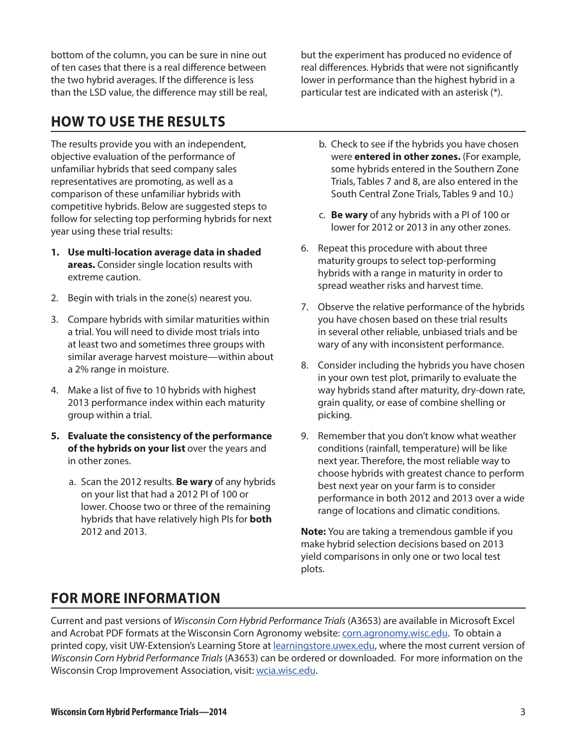bottom of the column, you can be sure in nine out of ten cases that there is a real difference between the two hybrid averages. If the difference is less than the LSD value, the difference may still be real, but the experiment has produced no evidence of real differences. Hybrids that were not significantly lower in performance than the highest hybrid in a particular test are indicated with an asterisk (*).

## HOW TO USE THE RESULTS

The results provide you with an independent, objective evaluation of the performance of unfamiliar hybrids that seed company sales representatives are promoting, as well as a comparison of these unfamiliar hybrids with competitive hybrids. Below are suggested steps to follow for selecting top performing hybrids for next year using these trial results:

1. **Use multi-location average data in shaded areas.** Consider single location results with extreme caution.
2. Begin with trials in the zone(s) nearest you.
3. Compare hybrids with similar maturities within a trial. You will need to divide most trials into at least two and sometimes three groups with similar average harvest moisture—within about a 2% range in moisture.
4. Make a list of five to 10 hybrids with highest 2013 performance index within each maturity group within a trial.
5. **Evaluate the consistency of the performance of the hybrids on your list** over the years and in other zones.
   a. Scan the 2012 results. **Be wary** of any hybrids on your list that had a 2012 PI of 100 or lower. Choose two or three of the remaining hybrids that have relatively high PIs for **both** 2012 and 2013.
   b. Check to see if the hybrids you have chosen were **entered in other zones.** (For example, some hybrids entered in the Southern Zone Trials, Tables 7 and 8, are also entered in the South Central Zone Trials, Tables 9 and 10.)
   c. **Be wary** of any hybrids with a PI of 100 or lower for 2012 or 2013 in any other zones.
6. Repeat this procedure with about three maturity groups to select top-performing hybrids with a range in maturity in order to spread weather risks and harvest time.
7. Observe the relative performance of the hybrids you have chosen based on these trial results in several other reliable, unbiased trials and be wary of any with inconsistent performance.
8. Consider including the hybrids you have chosen in your own test plot, primarily to evaluate the way hybrids stand after maturity, dry-down rate, grain quality, or ease of combine shelling or picking.
9. Remember that you don't know what weather conditions (rainfall, temperature) will be like next year. Therefore, the most reliable way to choose hybrids with greatest chance to perform best next year on your farm is to consider performance in both 2012 and 2013 over a wide range of locations and climatic conditions.

**Note:** You are taking a tremendous gamble if you make hybrid selection decisions based on 2013 yield comparisons in only one or two local test plots.

## FOR MORE INFORMATION

Current and past versions of *Wisconsin Corn Hybrid Performance Trials* (A3653) are available in Microsoft Excel and Acrobat PDF formats at the Wisconsin Corn Agronomy website: corn.agronomy.wisc.edu. To obtain a printed copy, visit UW-Extension's Learning Store at learningstore.uwex.edu, where the most current version of *Wisconsin Corn Hybrid Performance Trials* (A3653) can be ordered or downloaded. For more information on the Wisconsin Crop Improvement Association, visit: wcia.wisc.edu.